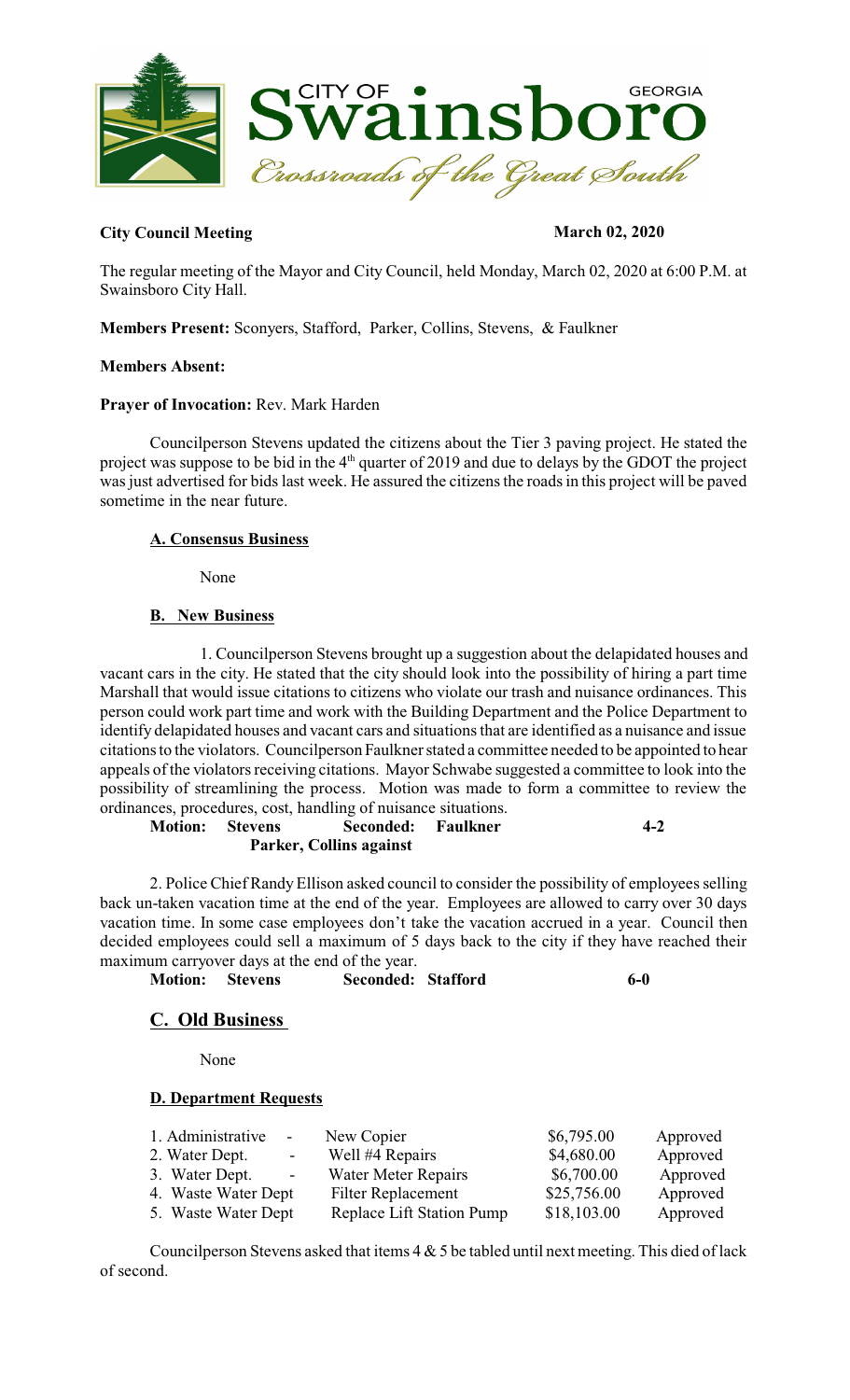**City Council Meeting** **March 02, 2020**

The regular meeting of the Mayor and City Council, held Monday, March 02, 2020 at 6:00 P.M. at Swainsboro City Hall.

**Members Present:** Sconyers, Stafford, Parker, Collins, Stevens, & Faulkner

**Members Absent:**

**Prayer of Invocation:** Rev. Mark Harden

Councilperson Stevens updated the citizens about the Tier 3 paving project. He stated the project was suppose to be bid in the 4th quarter of 2019 and due to delays by the GDOT the project was just advertised for bids last week. He assured the citizens the roads in this project will be paved sometime in the near future.

**A. Consensus Business**

None

**B. New Business**

1. Councilperson Stevens brought up a suggestion about the delapidated houses and vacant cars in the city. He stated that the city should look into the possibility of hiring a part time Marshall that would issue citations to citizens who violate our trash and nuisance ordinances. This person could work part time and work with the Building Department and the Police Department to identify delapidated houses and vacant cars and situations that are identified as a nuisance and issue citations to the violators. Councilperson Faulkner stated a committee needed to be appointed to hear appeals of the violators receiving citations. Mayor Schwabe suggested a committee to look into the possibility of streamlining the process. Motion was made to form a committee to review the ordinances, procedures, cost, handling of nuisance situations.

**Motion: Stevens Seconded: Faulkner 4-2**
**Parker, Collins against**

2. Police Chief Randy Ellison asked council to consider the possibility of employees selling back un-taken vacation time at the end of the year. Employees are allowed to carry over 30 days vacation time. In some case employees don't take the vacation accrued in a year. Council then decided employees could sell a maximum of 5 days back to the city if they have reached their maximum carryover days at the end of the year.

**Motion: Stevens Seconded: Stafford 6-0**

## C. Old Business

None

**D. Department Requests**

| | | | |
|---|---|---|---|
| 1. Administrative - | New Copier | $6,795.00 | Approved |
| 2. Water Dept. - | Well #4 Repairs | $4,680.00 | Approved |
| 3. Water Dept. - | Water Meter Repairs | $6,700.00 | Approved |
| 4. Waste Water Dept | Filter Replacement | $25,756.00 | Approved |
| 5. Waste Water Dept | Replace Lift Station Pump | $18,103.00 | Approved |

Councilperson Stevens asked that items 4 & 5 be tabled until next meeting. This died of lack of second.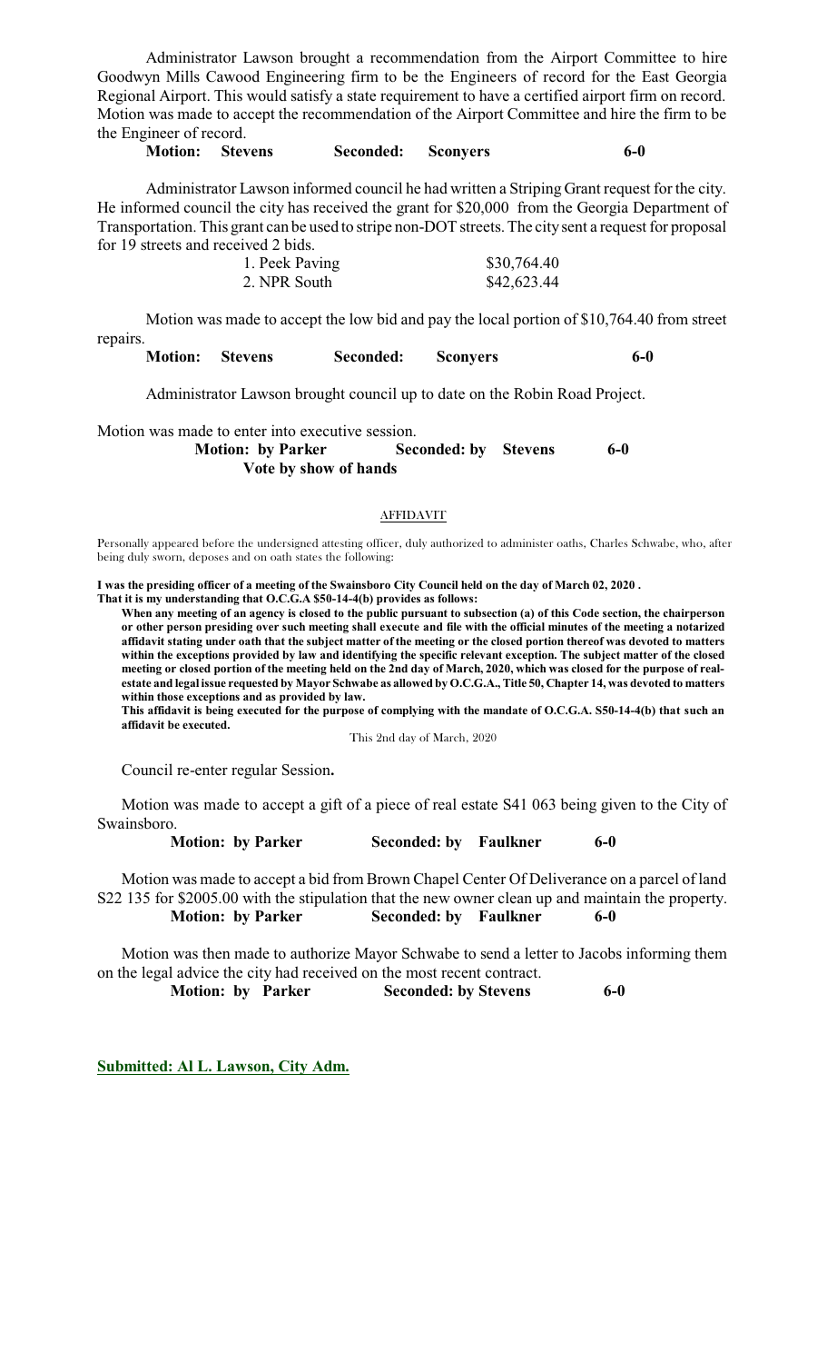Administrator Lawson brought a recommendation from the Airport Committee to hire Goodwyn Mills Cawood Engineering firm to be the Engineers of record for the East Georgia Regional Airport. This would satisfy a state requirement to have a certified airport firm on record. Motion was made to accept the recommendation of the Airport Committee and hire the firm to be the Engineer of record.

**Motion: Stevens Seconded: Sconyers 6-0**

Administrator Lawson informed council he had written a Striping Grant request for the city. He informed council the city has received the grant for $20,000 from the Georgia Department of Transportation. This grant can be used to stripe non-DOT streets. The city sent a request for proposal for 19 streets and received 2 bids.

| | |
|---|---|
| 1. Peek Paving | $30,764.40 |
| 2. NPR South | $42,623.44 |

Motion was made to accept the low bid and pay the local portion of $10,764.40 from street repairs.

**Motion: Stevens Seconded: Sconyers 6-0**

Administrator Lawson brought council up to date on the Robin Road Project.

Motion was made to enter into executive session.

**Motion: by Parker Seconded: by Stevens 6-0**
**Vote by show of hands**

AFFIDAVIT

Personally appeared before the undersigned attesting officer, duly authorized to administer oaths, Charles Schwabe, who, after being duly sworn, deposes and on oath states the following:

**I was the presiding officer of a meeting of the Swainsboro City Council held on the day of March 02, 2020 .**
**That it is my understanding that O.C.G.A $50-14-4(b) provides as follows:**

**When any meeting of an agency is closed to the public pursuant to subsection (a) of this Code section, the chairperson or other person presiding over such meeting shall execute and file with the official minutes of the meeting a notarized affidavit stating under oath that the subject matter of the meeting or the closed portion thereof was devoted to matters within the exceptions provided by law and identifying the specific relevant exception. The subject matter of the closed meeting or closed portion of the meeting held on the 2nd day of March, 2020, which was closed for the purpose of real-estate and legal issue requested by Mayor Schwabe as allowed by O.C.G.A., Title 50, Chapter 14, was devoted to matters within those exceptions and as provided by law.**
**This affidavit is being executed for the purpose of complying with the mandate of O.C.G.A. S50-14-4(b) that such an affidavit be executed.**

This 2nd day of March, 2020

Council re-enter regular Session**.**

Motion was made to accept a gift of a piece of real estate S41 063 being given to the City of Swainsboro.

**Motion: by Parker Seconded: by Faulkner 6-0**

Motion was made to accept a bid from Brown Chapel Center Of Deliverance on a parcel of land S22 135 for $2005.00 with the stipulation that the new owner clean up and maintain the property.

**Motion: by Parker Seconded: by Faulkner 6-0**

Motion was then made to authorize Mayor Schwabe to send a letter to Jacobs informing them on the legal advice the city had received on the most recent contract.

**Motion: by Parker Seconded: by Stevens 6-0**

**Submitted: Al L. Lawson, City Adm.**